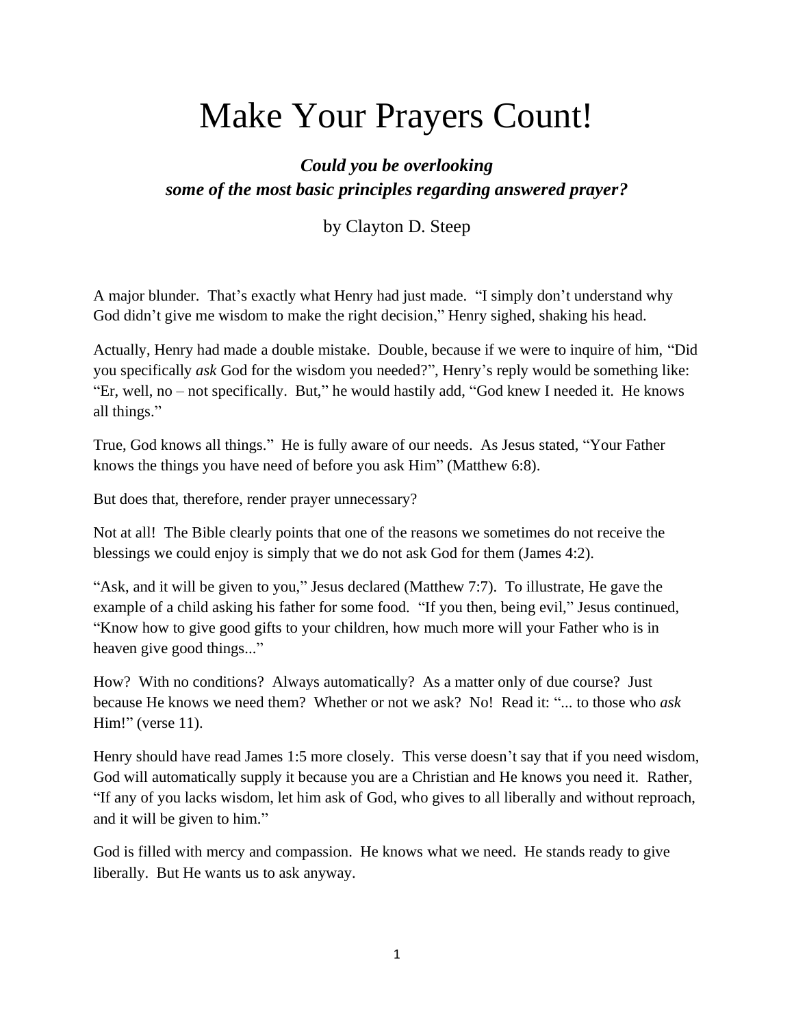# Make Your Prayers Count!

***Could you be overlooking some of the most basic principles regarding answered prayer?***

by Clayton D. Steep

A major blunder. That's exactly what Henry had just made. "I simply don't understand why God didn't give me wisdom to make the right decision," Henry sighed, shaking his head.

Actually, Henry had made a double mistake. Double, because if we were to inquire of him, "Did you specifically *ask* God for the wisdom you needed?", Henry's reply would be something like: "Er, well, no – not specifically. But," he would hastily add, "God knew I needed it. He knows all things."

True, God knows all things." He is fully aware of our needs. As Jesus stated, "Your Father knows the things you have need of before you ask Him" (Matthew 6:8).

But does that, therefore, render prayer unnecessary?

Not at all! The Bible clearly points that one of the reasons we sometimes do not receive the blessings we could enjoy is simply that we do not ask God for them (James 4:2).

"Ask, and it will be given to you," Jesus declared (Matthew 7:7). To illustrate, He gave the example of a child asking his father for some food. "If you then, being evil," Jesus continued, "Know how to give good gifts to your children, how much more will your Father who is in heaven give good things..."

How? With no conditions? Always automatically? As a matter only of due course? Just because He knows we need them? Whether or not we ask? No! Read it: "... to those who *ask* Him!" (verse 11).

Henry should have read James 1:5 more closely. This verse doesn't say that if you need wisdom, God will automatically supply it because you are a Christian and He knows you need it. Rather, "If any of you lacks wisdom, let him ask of God, who gives to all liberally and without reproach, and it will be given to him."

God is filled with mercy and compassion. He knows what we need. He stands ready to give liberally. But He wants us to ask anyway.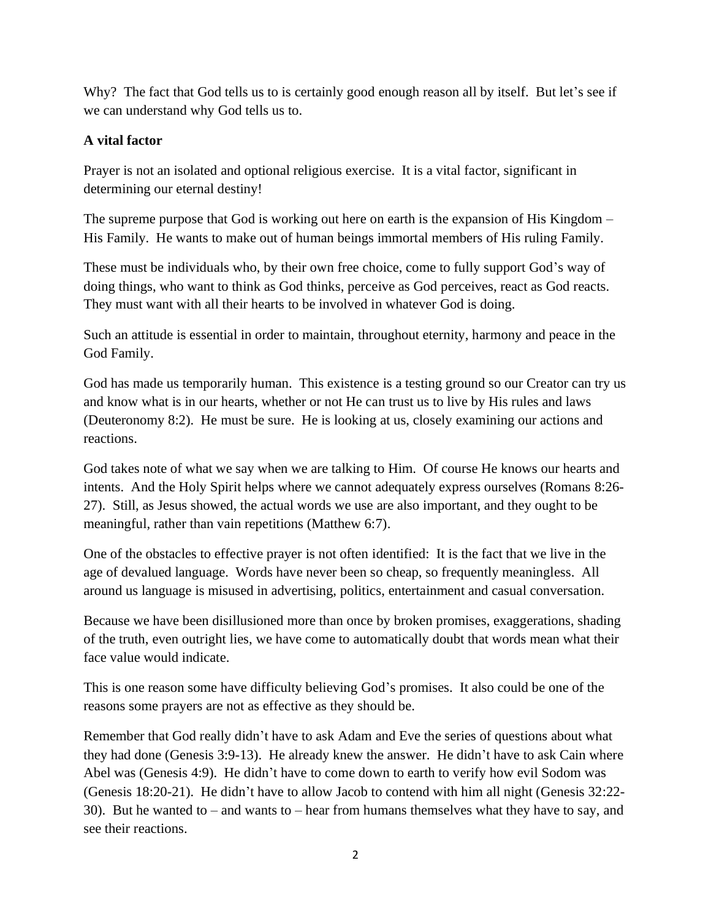Why? The fact that God tells us to is certainly good enough reason all by itself. But let's see if we can understand why God tells us to.

**A vital factor**

Prayer is not an isolated and optional religious exercise. It is a vital factor, significant in determining our eternal destiny!

The supreme purpose that God is working out here on earth is the expansion of His Kingdom – His Family. He wants to make out of human beings immortal members of His ruling Family.

These must be individuals who, by their own free choice, come to fully support God's way of doing things, who want to think as God thinks, perceive as God perceives, react as God reacts. They must want with all their hearts to be involved in whatever God is doing.

Such an attitude is essential in order to maintain, throughout eternity, harmony and peace in the God Family.

God has made us temporarily human. This existence is a testing ground so our Creator can try us and know what is in our hearts, whether or not He can trust us to live by His rules and laws (Deuteronomy 8:2). He must be sure. He is looking at us, closely examining our actions and reactions.

God takes note of what we say when we are talking to Him. Of course He knows our hearts and intents. And the Holy Spirit helps where we cannot adequately express ourselves (Romans 8:26-27). Still, as Jesus showed, the actual words we use are also important, and they ought to be meaningful, rather than vain repetitions (Matthew 6:7).

One of the obstacles to effective prayer is not often identified: It is the fact that we live in the age of devalued language. Words have never been so cheap, so frequently meaningless. All around us language is misused in advertising, politics, entertainment and casual conversation.

Because we have been disillusioned more than once by broken promises, exaggerations, shading of the truth, even outright lies, we have come to automatically doubt that words mean what their face value would indicate.

This is one reason some have difficulty believing God's promises. It also could be one of the reasons some prayers are not as effective as they should be.

Remember that God really didn't have to ask Adam and Eve the series of questions about what they had done (Genesis 3:9-13). He already knew the answer. He didn't have to ask Cain where Abel was (Genesis 4:9). He didn't have to come down to earth to verify how evil Sodom was (Genesis 18:20-21). He didn't have to allow Jacob to contend with him all night (Genesis 32:22-30). But he wanted to – and wants to – hear from humans themselves what they have to say, and see their reactions.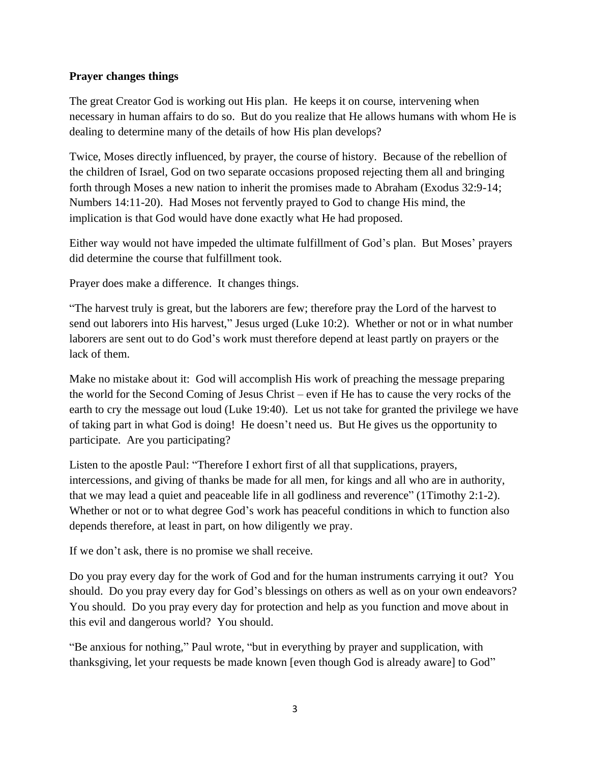**Prayer changes things**

The great Creator God is working out His plan. He keeps it on course, intervening when necessary in human affairs to do so. But do you realize that He allows humans with whom He is dealing to determine many of the details of how His plan develops?

Twice, Moses directly influenced, by prayer, the course of history. Because of the rebellion of the children of Israel, God on two separate occasions proposed rejecting them all and bringing forth through Moses a new nation to inherit the promises made to Abraham (Exodus 32:9-14; Numbers 14:11-20). Had Moses not fervently prayed to God to change His mind, the implication is that God would have done exactly what He had proposed.

Either way would not have impeded the ultimate fulfillment of God's plan. But Moses' prayers did determine the course that fulfillment took.

Prayer does make a difference. It changes things.

"The harvest truly is great, but the laborers are few; therefore pray the Lord of the harvest to send out laborers into His harvest," Jesus urged (Luke 10:2). Whether or not or in what number laborers are sent out to do God's work must therefore depend at least partly on prayers or the lack of them.

Make no mistake about it: God will accomplish His work of preaching the message preparing the world for the Second Coming of Jesus Christ – even if He has to cause the very rocks of the earth to cry the message out loud (Luke 19:40). Let us not take for granted the privilege we have of taking part in what God is doing! He doesn't need us. But He gives us the opportunity to participate. Are you participating?

Listen to the apostle Paul: "Therefore I exhort first of all that supplications, prayers, intercessions, and giving of thanks be made for all men, for kings and all who are in authority, that we may lead a quiet and peaceable life in all godliness and reverence" (1Timothy 2:1-2). Whether or not or to what degree God's work has peaceful conditions in which to function also depends therefore, at least in part, on how diligently we pray.

If we don't ask, there is no promise we shall receive.

Do you pray every day for the work of God and for the human instruments carrying it out? You should. Do you pray every day for God's blessings on others as well as on your own endeavors? You should. Do you pray every day for protection and help as you function and move about in this evil and dangerous world? You should.

"Be anxious for nothing," Paul wrote, "but in everything by prayer and supplication, with thanksgiving, let your requests be made known [even though God is already aware] to God"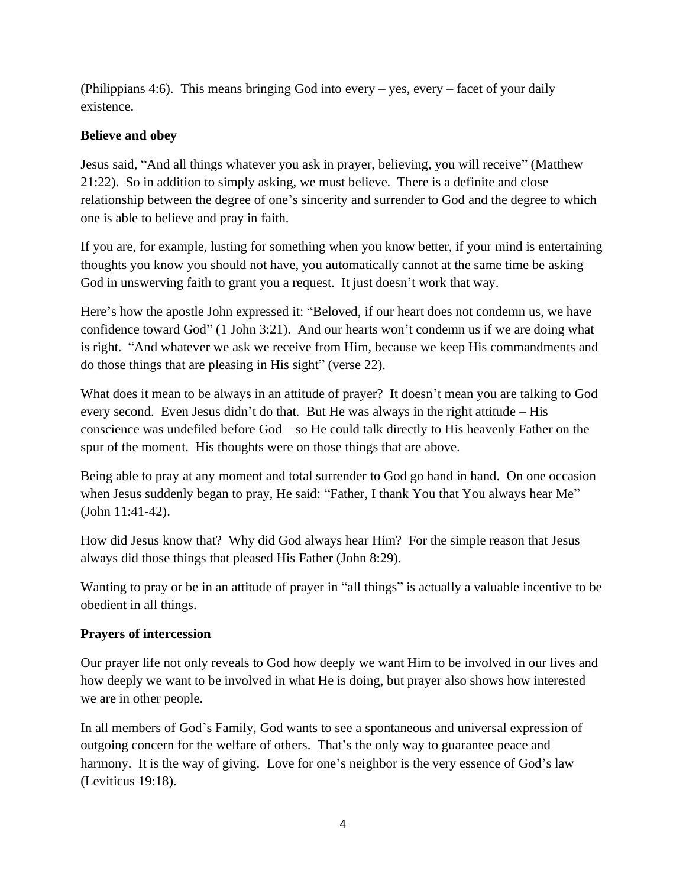(Philippians 4:6). This means bringing God into every – yes, every – facet of your daily existence.

**Believe and obey**

Jesus said, "And all things whatever you ask in prayer, believing, you will receive" (Matthew 21:22). So in addition to simply asking, we must believe. There is a definite and close relationship between the degree of one's sincerity and surrender to God and the degree to which one is able to believe and pray in faith.

If you are, for example, lusting for something when you know better, if your mind is entertaining thoughts you know you should not have, you automatically cannot at the same time be asking God in unswerving faith to grant you a request. It just doesn't work that way.

Here's how the apostle John expressed it: "Beloved, if our heart does not condemn us, we have confidence toward God" (1 John 3:21). And our hearts won't condemn us if we are doing what is right. "And whatever we ask we receive from Him, because we keep His commandments and do those things that are pleasing in His sight" (verse 22).

What does it mean to be always in an attitude of prayer? It doesn't mean you are talking to God every second. Even Jesus didn't do that. But He was always in the right attitude – His conscience was undefiled before God – so He could talk directly to His heavenly Father on the spur of the moment. His thoughts were on those things that are above.

Being able to pray at any moment and total surrender to God go hand in hand. On one occasion when Jesus suddenly began to pray, He said: "Father, I thank You that You always hear Me" (John 11:41-42).

How did Jesus know that? Why did God always hear Him? For the simple reason that Jesus always did those things that pleased His Father (John 8:29).

Wanting to pray or be in an attitude of prayer in "all things" is actually a valuable incentive to be obedient in all things.

**Prayers of intercession**

Our prayer life not only reveals to God how deeply we want Him to be involved in our lives and how deeply we want to be involved in what He is doing, but prayer also shows how interested we are in other people.

In all members of God's Family, God wants to see a spontaneous and universal expression of outgoing concern for the welfare of others. That's the only way to guarantee peace and harmony. It is the way of giving. Love for one's neighbor is the very essence of God's law (Leviticus 19:18).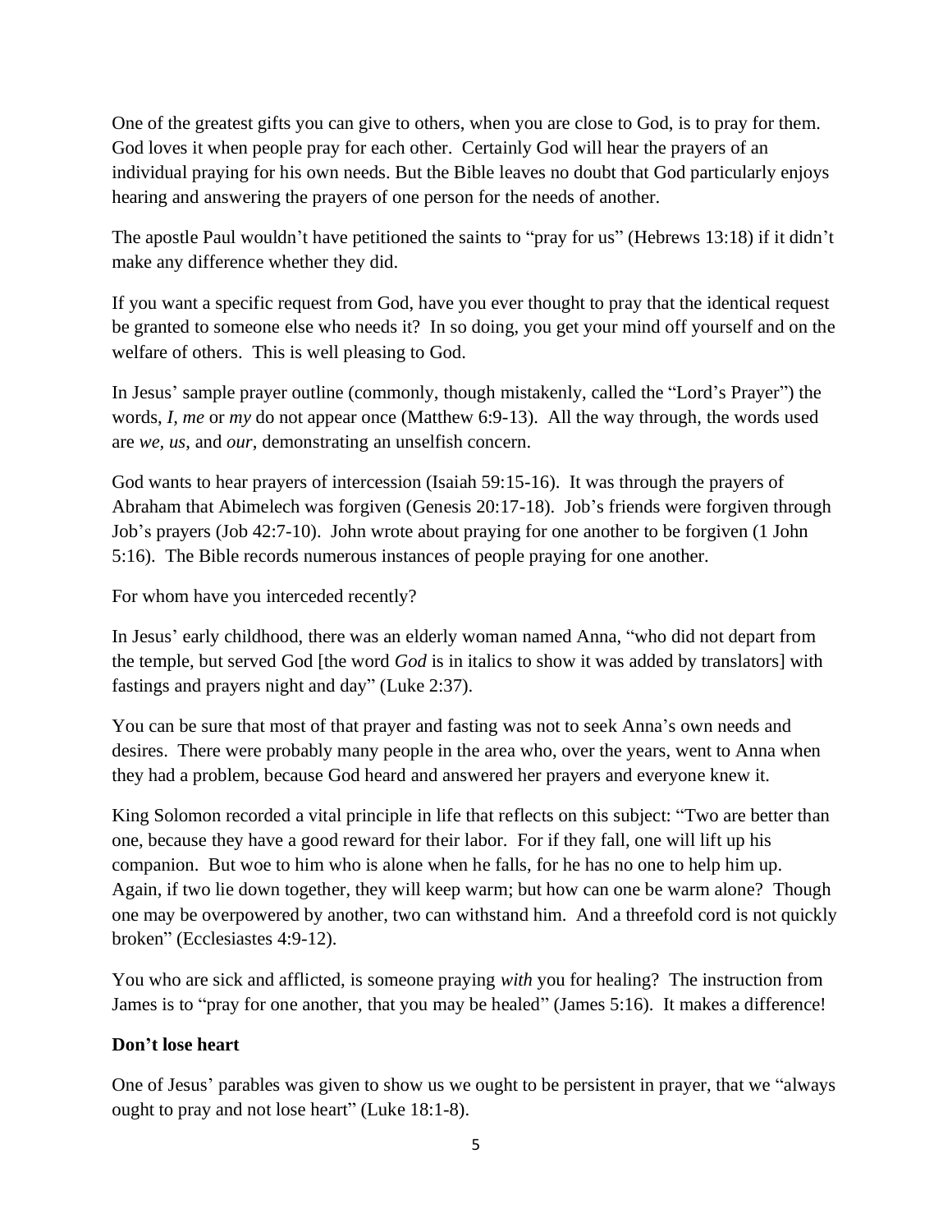One of the greatest gifts you can give to others, when you are close to God, is to pray for them. God loves it when people pray for each other. Certainly God will hear the prayers of an individual praying for his own needs. But the Bible leaves no doubt that God particularly enjoys hearing and answering the prayers of one person for the needs of another.

The apostle Paul wouldn't have petitioned the saints to "pray for us" (Hebrews 13:18) if it didn't make any difference whether they did.

If you want a specific request from God, have you ever thought to pray that the identical request be granted to someone else who needs it? In so doing, you get your mind off yourself and on the welfare of others. This is well pleasing to God.

In Jesus' sample prayer outline (commonly, though mistakenly, called the "Lord's Prayer") the words, *I*, *me* or *my* do not appear once (Matthew 6:9-13). All the way through, the words used are *we*, *us*, and *our*, demonstrating an unselfish concern.

God wants to hear prayers of intercession (Isaiah 59:15-16). It was through the prayers of Abraham that Abimelech was forgiven (Genesis 20:17-18). Job's friends were forgiven through Job's prayers (Job 42:7-10). John wrote about praying for one another to be forgiven (1 John 5:16). The Bible records numerous instances of people praying for one another.

For whom have you interceded recently?

In Jesus' early childhood, there was an elderly woman named Anna, "who did not depart from the temple, but served God [the word *God* is in italics to show it was added by translators] with fastings and prayers night and day" (Luke 2:37).

You can be sure that most of that prayer and fasting was not to seek Anna's own needs and desires. There were probably many people in the area who, over the years, went to Anna when they had a problem, because God heard and answered her prayers and everyone knew it.

King Solomon recorded a vital principle in life that reflects on this subject: "Two are better than one, because they have a good reward for their labor. For if they fall, one will lift up his companion. But woe to him who is alone when he falls, for he has no one to help him up. Again, if two lie down together, they will keep warm; but how can one be warm alone? Though one may be overpowered by another, two can withstand him. And a threefold cord is not quickly broken" (Ecclesiastes 4:9-12).

You who are sick and afflicted, is someone praying *with* you for healing? The instruction from James is to "pray for one another, that you may be healed" (James 5:16). It makes a difference!

**Don't lose heart**

One of Jesus' parables was given to show us we ought to be persistent in prayer, that we "always ought to pray and not lose heart" (Luke 18:1-8).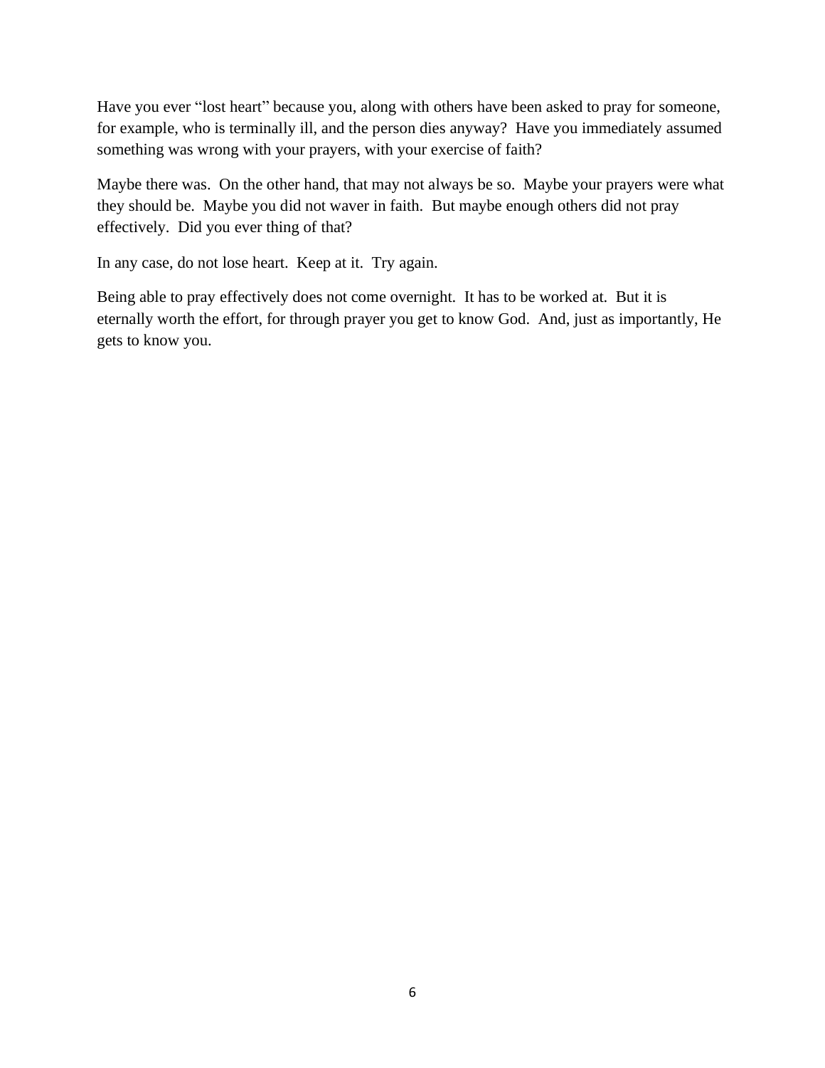Have you ever "lost heart" because you, along with others have been asked to pray for someone, for example, who is terminally ill, and the person dies anyway? Have you immediately assumed something was wrong with your prayers, with your exercise of faith?

Maybe there was. On the other hand, that may not always be so. Maybe your prayers were what they should be. Maybe you did not waver in faith. But maybe enough others did not pray effectively. Did you ever thing of that?

In any case, do not lose heart. Keep at it. Try again.

Being able to pray effectively does not come overnight. It has to be worked at. But it is eternally worth the effort, for through prayer you get to know God. And, just as importantly, He gets to know you.